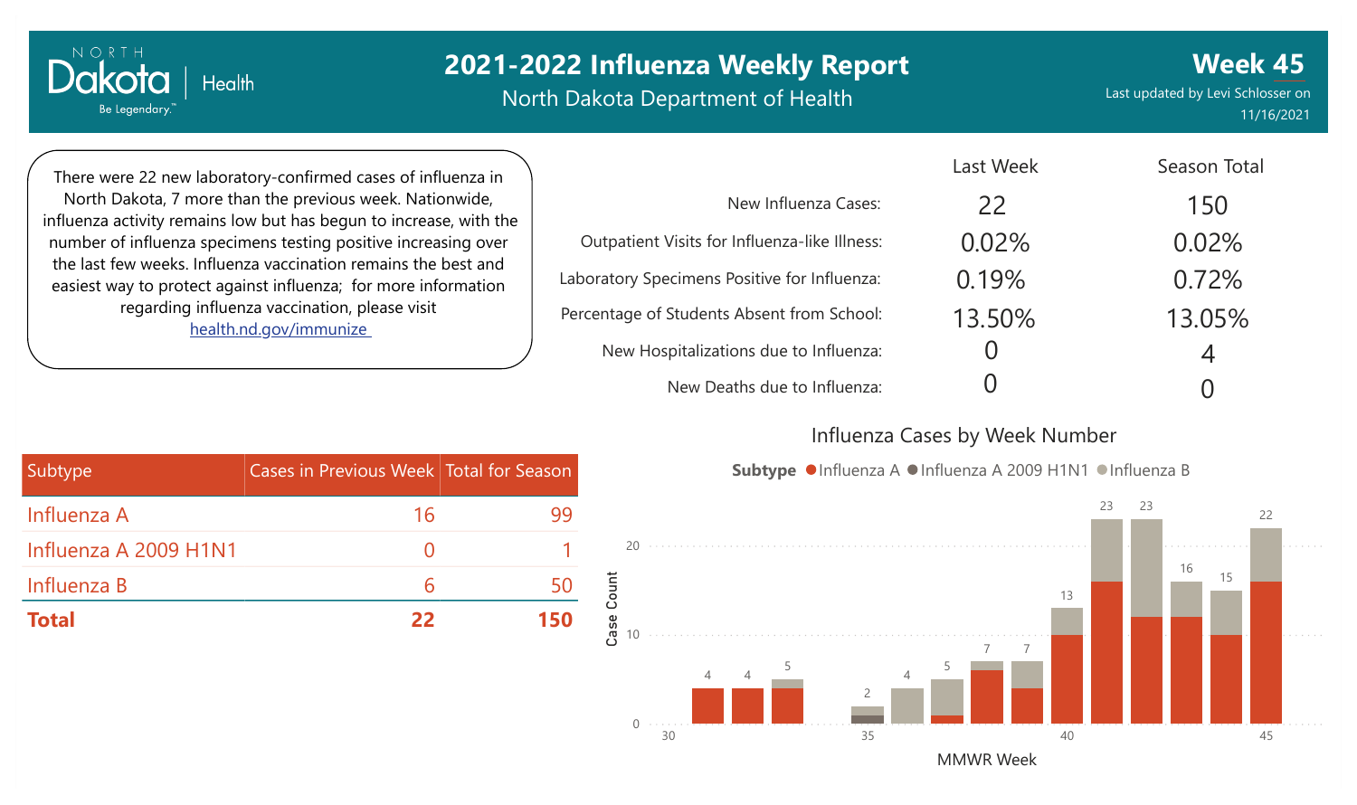# 2021-2022 Influenza Weekly Report

North Dakota Department of Health

**Week 45**

Last updated by Levi Schlosser on 11/16/2021

There were 22 new laboratory-confirmed cases of influenza in North Dakota, 7 more than the previous week. Nationwide, influenza activity remains low but has begun to increase, with the number of influenza specimens testing positive increasing over the last few weeks. Influenza vaccination remains the best and easiest way to protect against influenza; for more information regarding influenza vaccination, please visit [health.nd.gov/immunize](health.nd.gov/immunize)

| | Last Week | Season Total |
|---|---|---|
| New Influenza Cases: | 22 | 150 |
| Outpatient Visits for Influenza-like Illness: | 0.02% | 0.02% |
| Laboratory Specimens Positive for Influenza: | 0.19% | 0.72% |
| Percentage of Students Absent from School: | 13.50% | 13.05% |
| New Hospitalizations due to Influenza: | 0 | 4 |
| New Deaths due to Influenza: | 0 | 0 |

| Subtype | Cases in Previous Week | Total for Season |
|---|---|---|
| Influenza A | 16 | 99 |
| Influenza A 2009 H1N1 | 0 | 1 |
| Influenza B | 6 | 50 |
| **Total** | **22** | **150** |

## Influenza Cases by Week Number

Subtype: Influenza A, Influenza A 2009 H1N1, Influenza B

| MMWR Week | Total Cases |
|---|---|
| 31 | 4 |
| 32 | 4 |
| 33 | 5 |
| 35 | 2 |
| 36 | 4 |
| 37 | 5 |
| 38 | 7 |
| 39 | 7 |
| 40 | 13 |
| 41 | 23 |
| 42 | 23 |
| 43 | 16 |
| 44 | 15 |
| 45 | 22 |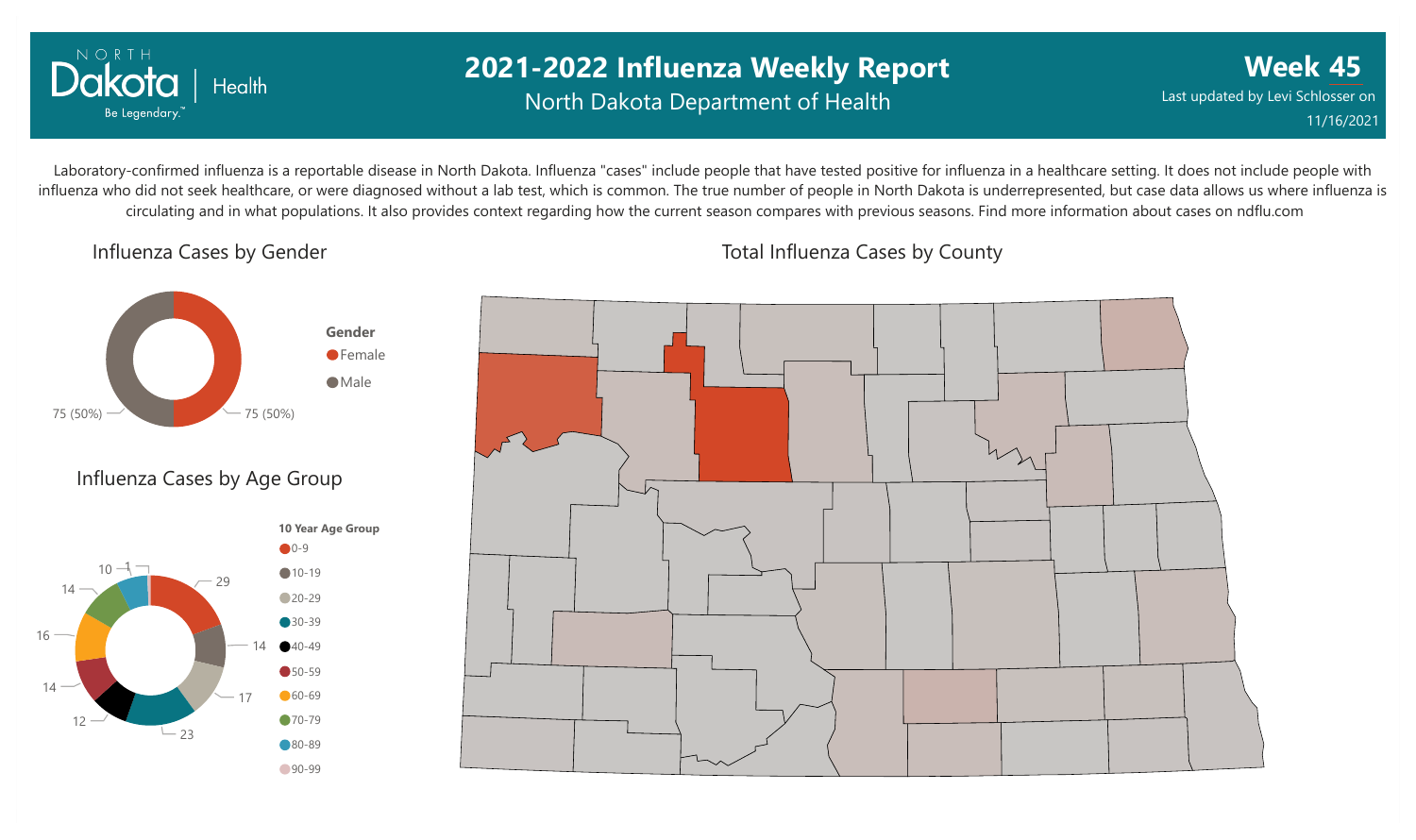# 2021-2022 Influenza Weekly Report

North Dakota Department of Health

**Week 45**

Last updated by Levi Schlosser on 11/16/2021

Laboratory-confirmed influenza is a reportable disease in North Dakota. Influenza "cases" include people that have tested positive for influenza in a healthcare setting. It does not include people with influenza who did not seek healthcare, or were diagnosed without a lab test, which is common. The true number of people in North Dakota is underrepresented, but case data allows us where influenza is circulating and in what populations. It also provides context regarding how the current season compares with previous seasons. Find more information about cases on ndflu.com

## Influenza Cases by Gender

| Gender | Cases |
|---|---|
| Female | 75 (50%) |
| Male | 75 (50%) |

## Influenza Cases by Age Group

| 10 Year Age Group | Cases |
|---|---|
| 0-9 | 29 |
| 10-19 | 14 |
| 20-29 | 17 |
| 30-39 | 23 |
| 40-49 | 12 |
| 50-59 | 14 |
| 60-69 | 16 |
| 70-79 | 14 |
| 80-89 | 10 |
| 90-99 | 1 |

## Total Influenza Cases by County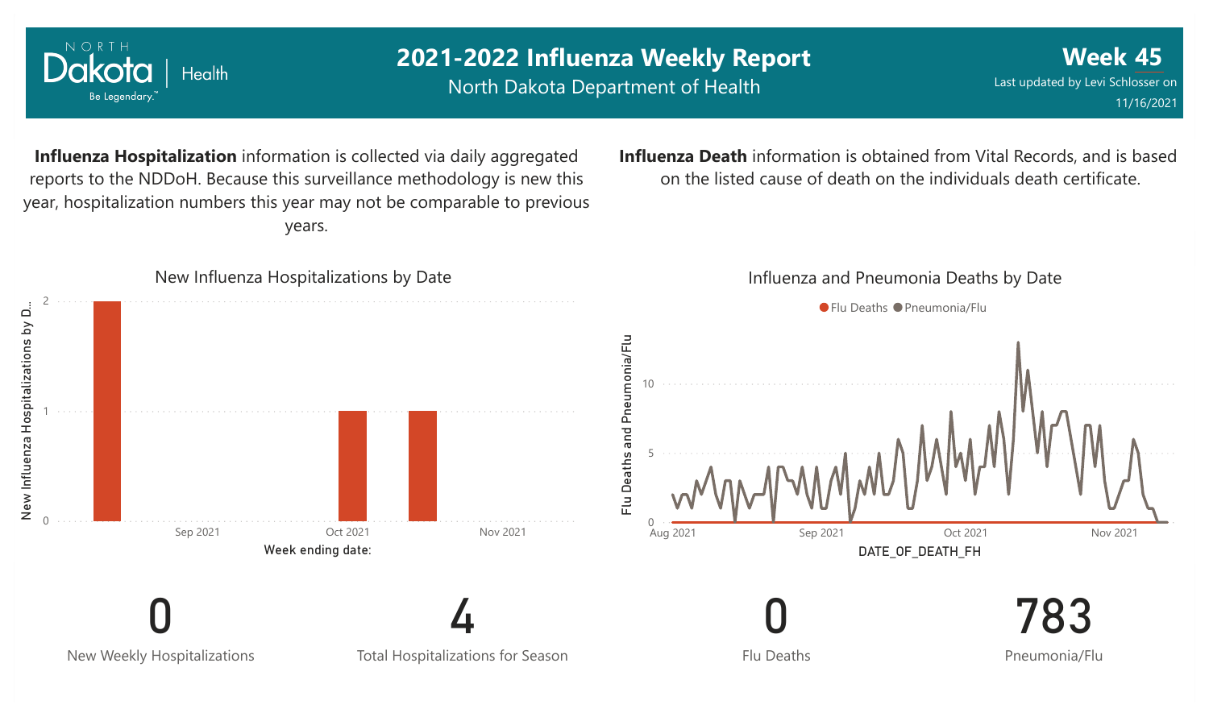# 2021-2022 Influenza Weekly Report

North Dakota Department of Health

**Week 45**

Last updated by Levi Schlosser on 11/16/2021

**Influenza Hospitalization** information is collected via daily aggregated reports to the NDDoH. Because this surveillance methodology is new this year, hospitalization numbers this year may not be comparable to previous years.

**Influenza Death** information is obtained from Vital Records, and is based on the listed cause of death on the individuals death certificate.

New Influenza Hospitalizations by Date

Influenza and Pneumonia Deaths by Date

| 0 | 4 | 0 | 783 |
|---|---|---|---|
| New Weekly Hospitalizations | Total Hospitalizations for Season | Flu Deaths | Pneumonia/Flu |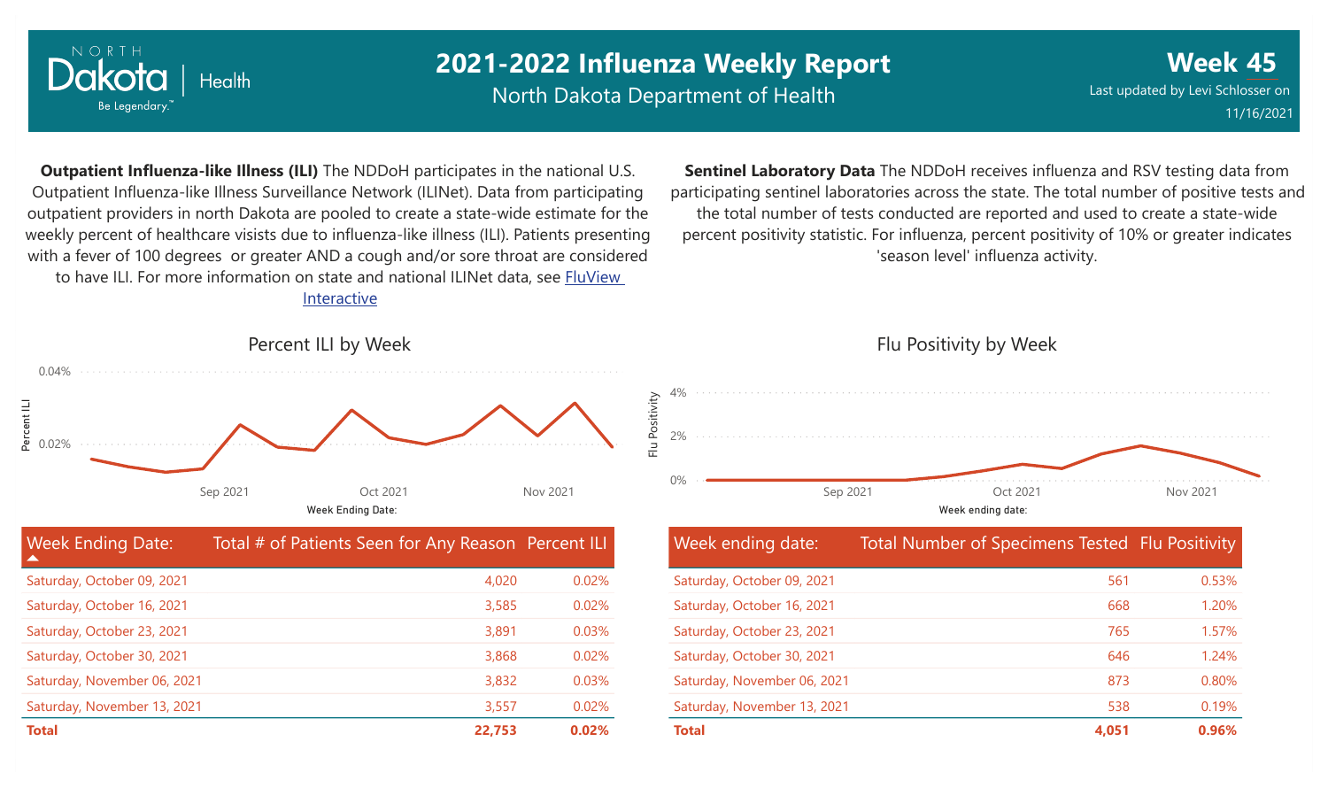# 2021-2022 Influenza Weekly Report

North Dakota Department of Health

**Week 45**

Last updated by Levi Schlosser on 11/16/2021

**Outpatient Influenza-like Illness (ILI)** The NDDoH participates in the national U.S. Outpatient Influenza-like Illness Surveillance Network (ILINet). Data from participating outpatient providers in north Dakota are pooled to create a state-wide estimate for the weekly percent of healthcare visists due to influenza-like illness (ILI). Patients presenting with a fever of 100 degrees or greater AND a cough and/or sore throat are considered to have ILI. For more information on state and national ILINet data, see FluView Interactive

### Percent ILI by Week

| Week Ending Date: | Total # of Patients Seen for Any Reason | Percent ILI |
|---|---|---|
| Saturday, October 09, 2021 | 4,020 | 0.02% |
| Saturday, October 16, 2021 | 3,585 | 0.02% |
| Saturday, October 23, 2021 | 3,891 | 0.03% |
| Saturday, October 30, 2021 | 3,868 | 0.02% |
| Saturday, November 06, 2021 | 3,832 | 0.03% |
| Saturday, November 13, 2021 | 3,557 | 0.02% |
| **Total** | **22,753** | **0.02%** |

**Sentinel Laboratory Data** The NDDoH receives influenza and RSV testing data from participating sentinel laboratories across the state. The total number of positive tests and the total number of tests conducted are reported and used to create a state-wide percent positivity statistic. For influenza, percent positivity of 10% or greater indicates 'season level' influenza activity.

### Flu Positivity by Week

| Week ending date: | Total Number of Specimens Tested | Flu Positivity |
|---|---|---|
| Saturday, October 09, 2021 | 561 | 0.53% |
| Saturday, October 16, 2021 | 668 | 1.20% |
| Saturday, October 23, 2021 | 765 | 1.57% |
| Saturday, October 30, 2021 | 646 | 1.24% |
| Saturday, November 06, 2021 | 873 | 0.80% |
| Saturday, November 13, 2021 | 538 | 0.19% |
| **Total** | **4,051** | **0.96%** |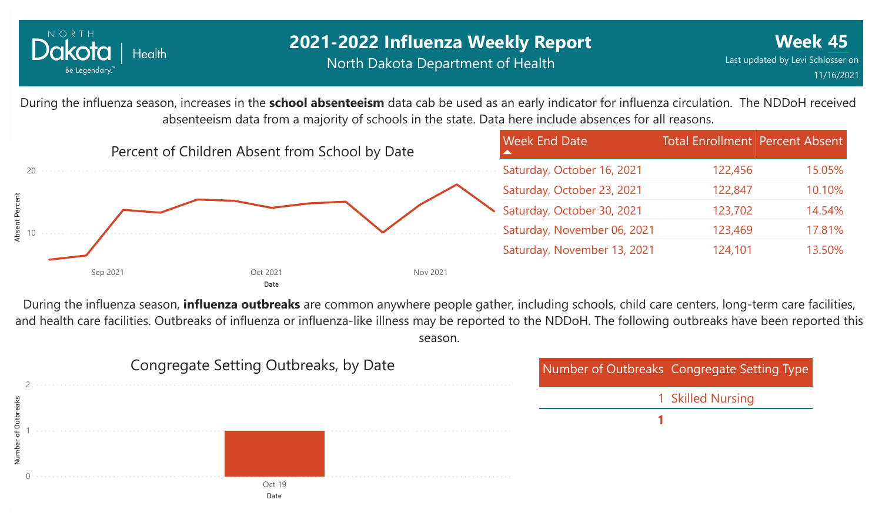# 2021-2022 Influenza Weekly Report

North Dakota Department of Health

**Week 45**

Last updated by Levi Schlosser on 11/16/2021

During the influenza season, increases in the **school absenteeism** data cab be used as an early indicator for influenza circulation. The NDDoH received absenteeism data from a majority of schools in the state. Data here include absences for all reasons.

Percent of Children Absent from School by Date

| Week End Date | Total Enrollment | Percent Absent |
|---|---|---|
| Saturday, October 16, 2021 | 122,456 | 15.05% |
| Saturday, October 23, 2021 | 122,847 | 10.10% |
| Saturday, October 30, 2021 | 123,702 | 14.54% |
| Saturday, November 06, 2021 | 123,469 | 17.81% |
| Saturday, November 13, 2021 | 124,101 | 13.50% |

During the influenza season, **influenza outbreaks** are common anywhere people gather, including schools, child care centers, long-term care facilities, and health care facilities. Outbreaks of influenza or influenza-like illness may be reported to the NDDoH. The following outbreaks have been reported this season.

Congregate Setting Outbreaks, by Date

| Number of Outbreaks | Congregate Setting Type |
|---|---|
| 1 | Skilled Nursing |
| **1** | |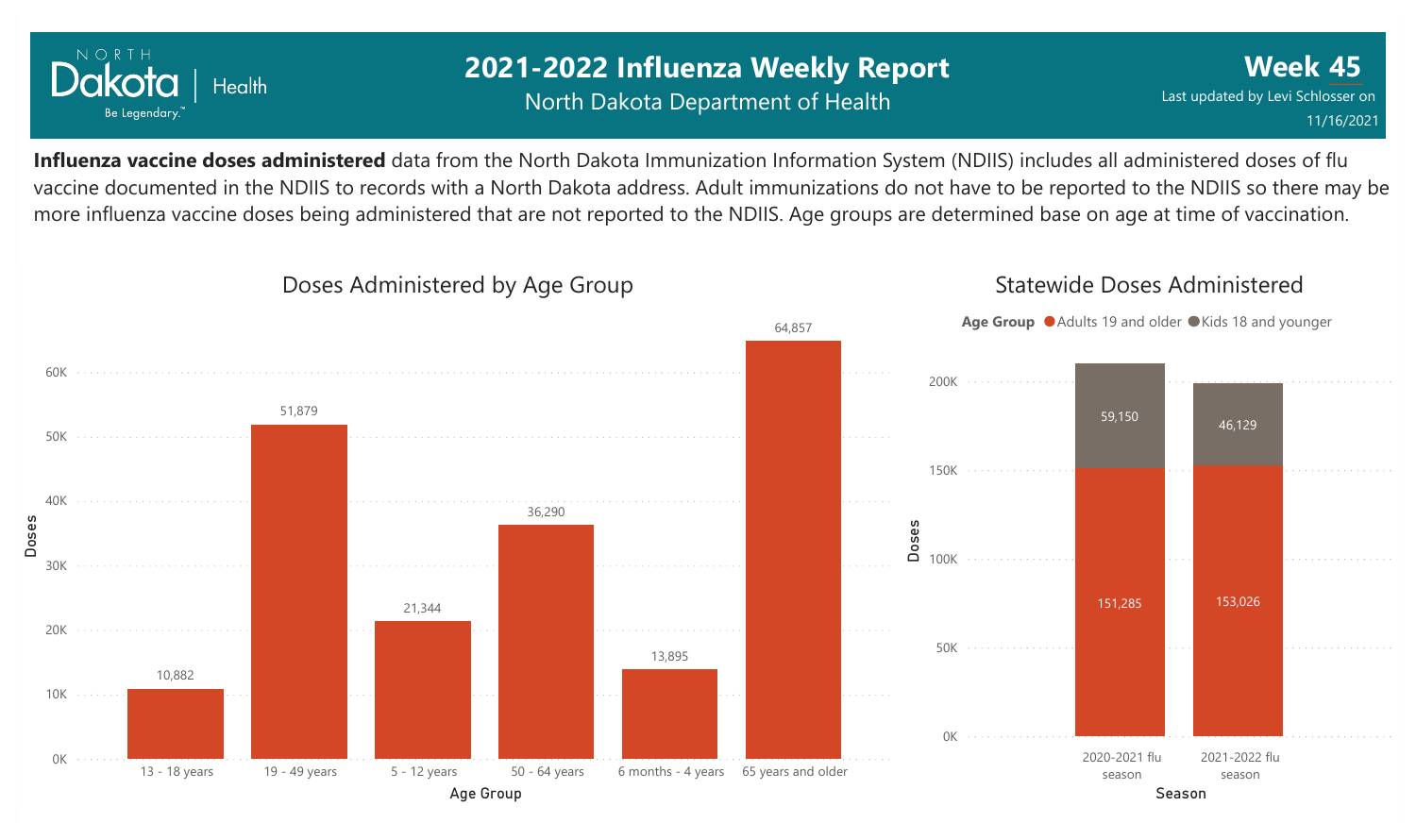# 2021-2022 Influenza Weekly Report

North Dakota Department of Health

**Week 45**

Last updated by Levi Schlosser on 11/16/2021

**Influenza vaccine doses administered** data from the North Dakota Immunization Information System (NDIIS) includes all administered doses of flu vaccine documented in the NDIIS to records with a North Dakota address. Adult immunizations do not have to be reported to the NDIIS so there may be more influenza vaccine doses being administered that are not reported to the NDIIS. Age groups are determined base on age at time of vaccination.

## Doses Administered by Age Group

| Age Group | Doses |
|---|---|
| 13 - 18 years | 10,882 |
| 19 - 49 years | 51,879 |
| 5 - 12 years | 21,344 |
| 50 - 64 years | 36,290 |
| 6 months - 4 years | 13,895 |
| 65 years and older | 64,857 |

## Statewide Doses Administered

| Season | Adults 19 and older | Kids 18 and younger |
|---|---|---|
| 2020-2021 flu season | 151,285 | 59,150 |
| 2021-2022 flu season | 153,026 | 46,129 |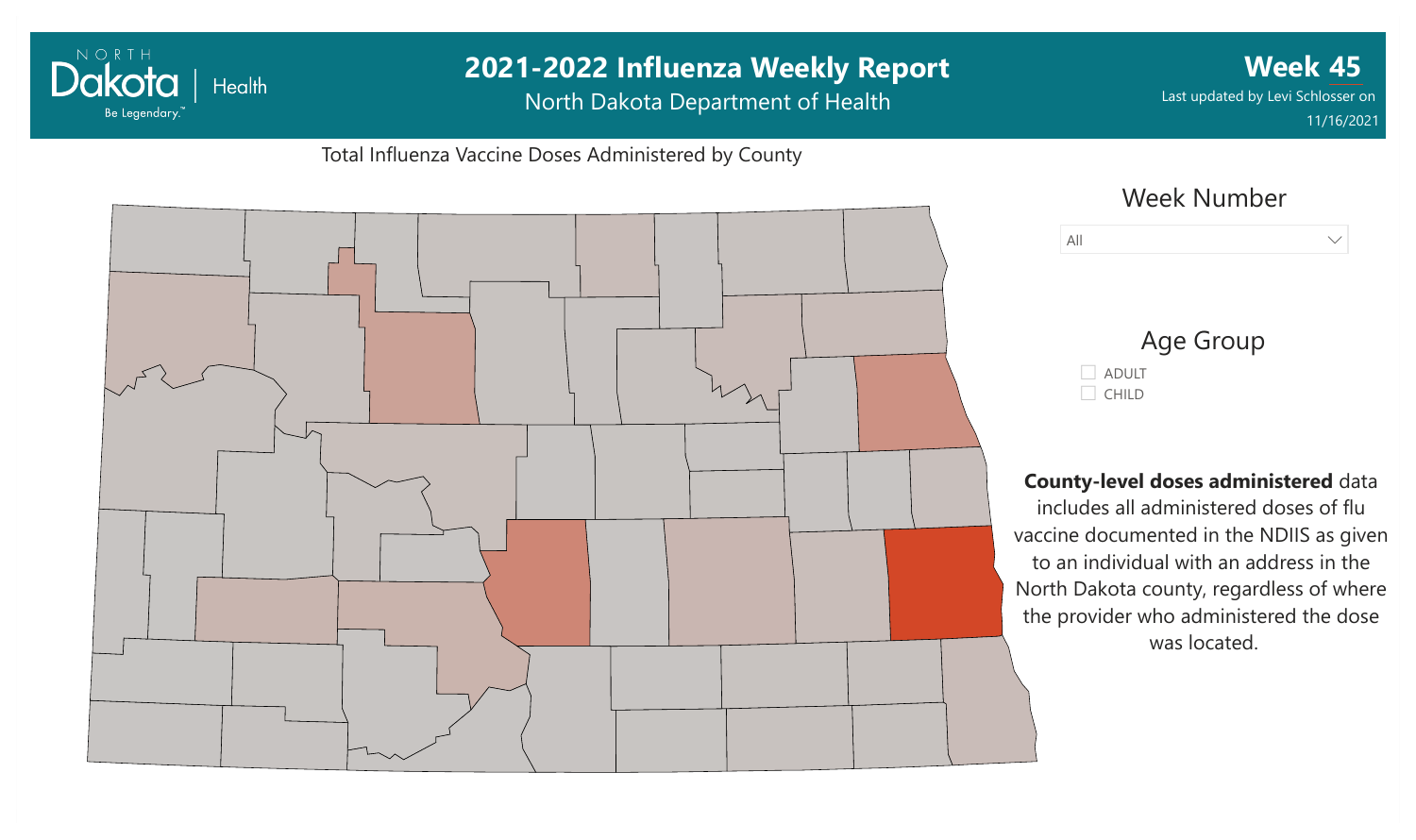# 2021-2022 Influenza Weekly Report

North Dakota Department of Health

**Week 45**

Last updated by Levi Schlosser on 11/16/2021

Total Influenza Vaccine Doses Administered by County

Week Number

All

Age Group

- ADULT
- CHILD

**County-level doses administered** data includes all administered doses of flu vaccine documented in the NDIIS as given to an individual with an address in the North Dakota county, regardless of where the provider who administered the dose was located.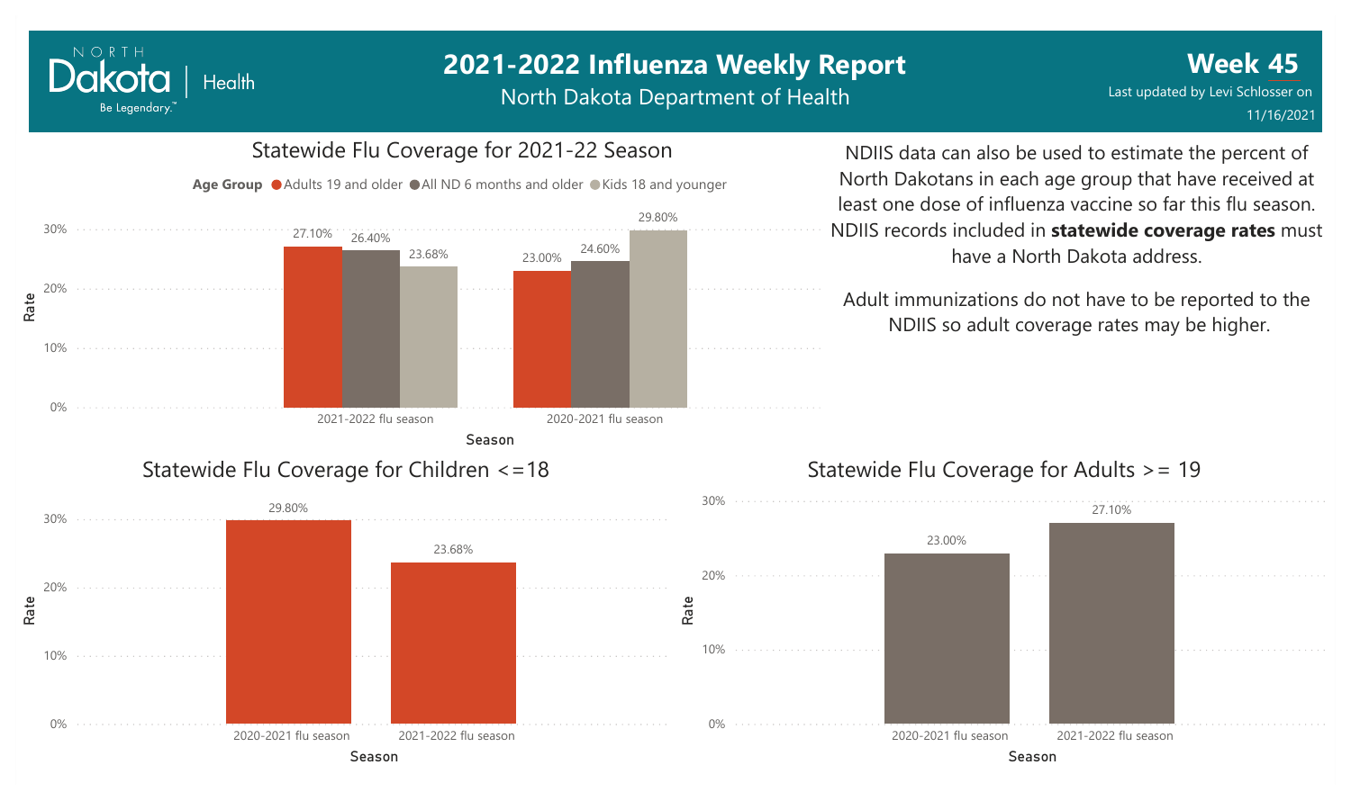# 2021-2022 Influenza Weekly Report

North Dakota Department of Health

**Week 45**

Last updated by Levi Schlosser on 11/16/2021

## Statewide Flu Coverage for 2021-22 Season

Age Group: Adults 19 and older, All ND 6 months and older, Kids 18 and younger

| Season | Adults 19 and older | All ND 6 months and older | Kids 18 and younger |
|---|---|---|---|
| 2021-2022 flu season | 27.10% | 26.40% | 23.68% |
| 2020-2021 flu season | 23.00% | 24.60% | 29.80% |

NDIIS data can also be used to estimate the percent of North Dakotans in each age group that have received at least one dose of influenza vaccine so far this flu season. NDIIS records included in **statewide coverage rates** must have a North Dakota address.

Adult immunizations do not have to be reported to the NDIIS so adult coverage rates may be higher.

## Statewide Flu Coverage for Children <=18

| Season | Rate |
|---|---|
| 2020-2021 flu season | 29.80% |
| 2021-2022 flu season | 23.68% |

## Statewide Flu Coverage for Adults >= 19

| Season | Rate |
|---|---|
| 2020-2021 flu season | 23.00% |
| 2021-2022 flu season | 27.10% |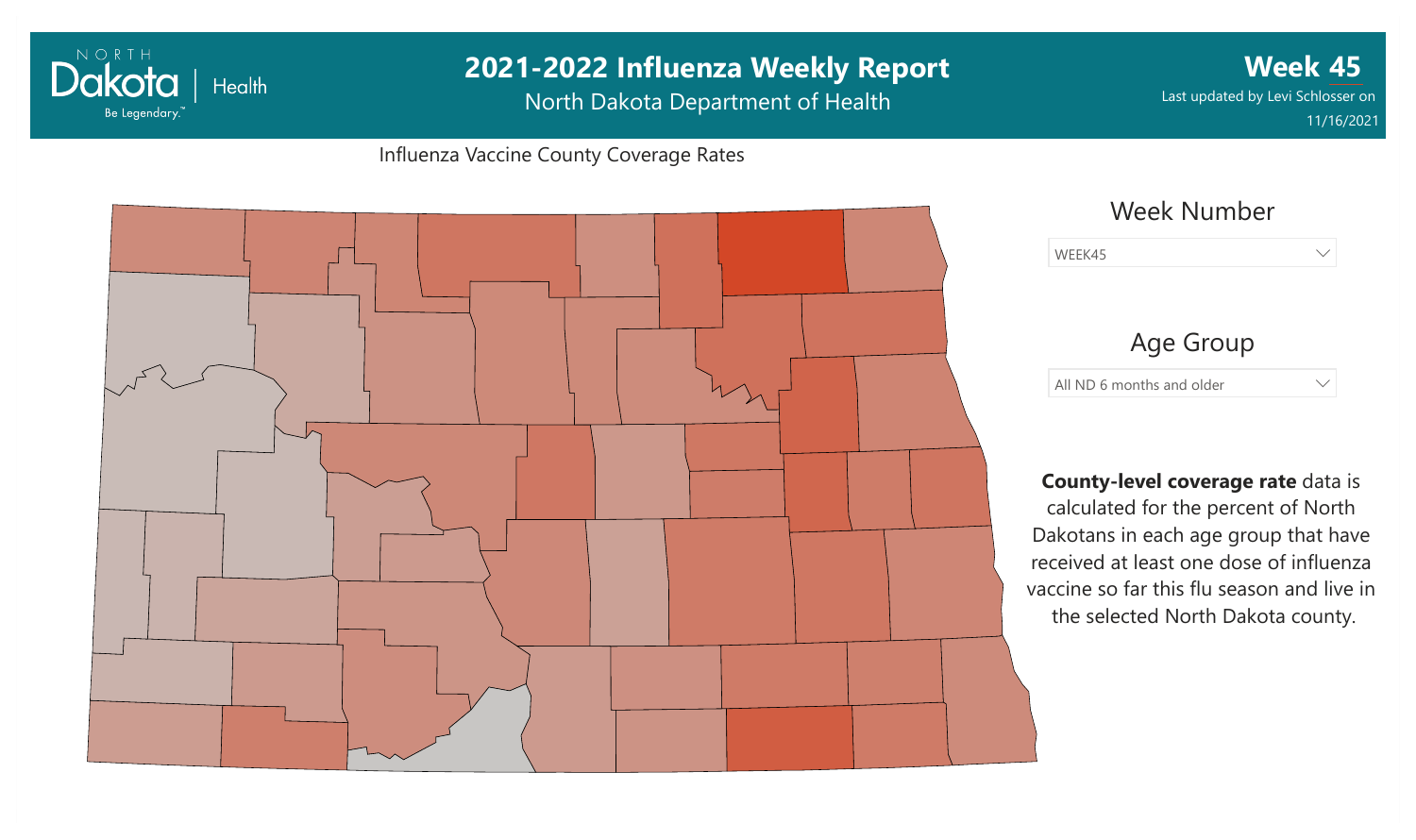# 2021-2022 Influenza Weekly Report

North Dakota Department of Health

**Week 45**

Last updated by Levi Schlosser on 11/16/2021

Influenza Vaccine County Coverage Rates

Week Number

WEEK45

Age Group

All ND 6 months and older

**County-level coverage rate** data is calculated for the percent of North Dakotans in each age group that have received at least one dose of influenza vaccine so far this flu season and live in the selected North Dakota county.